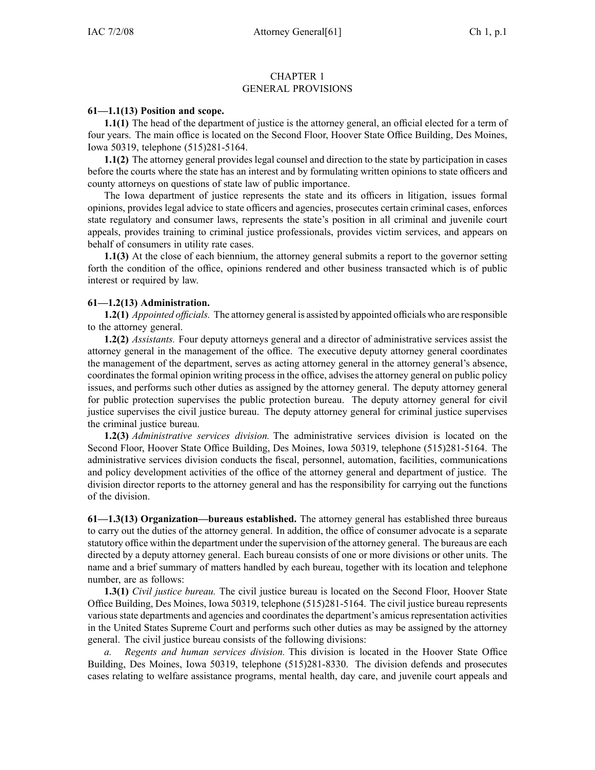# CHAPTER 1
# GENERAL PROVISIONS

**61—1.1(13) Position and scope.**

**1.1(1)** The head of the department of justice is the attorney general, an official elected for a term of four years. The main office is located on the Second Floor, Hoover State Office Building, Des Moines, Iowa 50319, telephone (515)281-5164.

**1.1(2)** The attorney general provides legal counsel and direction to the state by participation in cases before the courts where the state has an interest and by formulating written opinions to state officers and county attorneys on questions of state law of public importance.

The Iowa department of justice represents the state and its officers in litigation, issues formal opinions, provides legal advice to state officers and agencies, prosecutes certain criminal cases, enforces state regulatory and consumer laws, represents the state's position in all criminal and juvenile court appeals, provides training to criminal justice professionals, provides victim services, and appears on behalf of consumers in utility rate cases.

**1.1(3)** At the close of each biennium, the attorney general submits a report to the governor setting forth the condition of the office, opinions rendered and other business transacted which is of public interest or required by law.

**61—1.2(13) Administration.**

**1.2(1)** *Appointed officials.* The attorney general is assisted by appointed officials who are responsible to the attorney general.

**1.2(2)** *Assistants.* Four deputy attorneys general and a director of administrative services assist the attorney general in the management of the office. The executive deputy attorney general coordinates the management of the department, serves as acting attorney general in the attorney general's absence, coordinates the formal opinion writing process in the office, advises the attorney general on public policy issues, and performs such other duties as assigned by the attorney general. The deputy attorney general for public protection supervises the public protection bureau. The deputy attorney general for civil justice supervises the civil justice bureau. The deputy attorney general for criminal justice supervises the criminal justice bureau.

**1.2(3)** *Administrative services division.* The administrative services division is located on the Second Floor, Hoover State Office Building, Des Moines, Iowa 50319, telephone (515)281-5164. The administrative services division conducts the fiscal, personnel, automation, facilities, communications and policy development activities of the office of the attorney general and department of justice. The division director reports to the attorney general and has the responsibility for carrying out the functions of the division.

**61—1.3(13) Organization—bureaus established.** The attorney general has established three bureaus to carry out the duties of the attorney general. In addition, the office of consumer advocate is a separate statutory office within the department under the supervision of the attorney general. The bureaus are each directed by a deputy attorney general. Each bureau consists of one or more divisions or other units. The name and a brief summary of matters handled by each bureau, together with its location and telephone number, are as follows:

**1.3(1)** *Civil justice bureau.* The civil justice bureau is located on the Second Floor, Hoover State Office Building, Des Moines, Iowa 50319, telephone (515)281-5164. The civil justice bureau represents various state departments and agencies and coordinates the department's amicus representation activities in the United States Supreme Court and performs such other duties as may be assigned by the attorney general. The civil justice bureau consists of the following divisions:

*a. Regents and human services division.* This division is located in the Hoover State Office Building, Des Moines, Iowa 50319, telephone (515)281-8330. The division defends and prosecutes cases relating to welfare assistance programs, mental health, day care, and juvenile court appeals and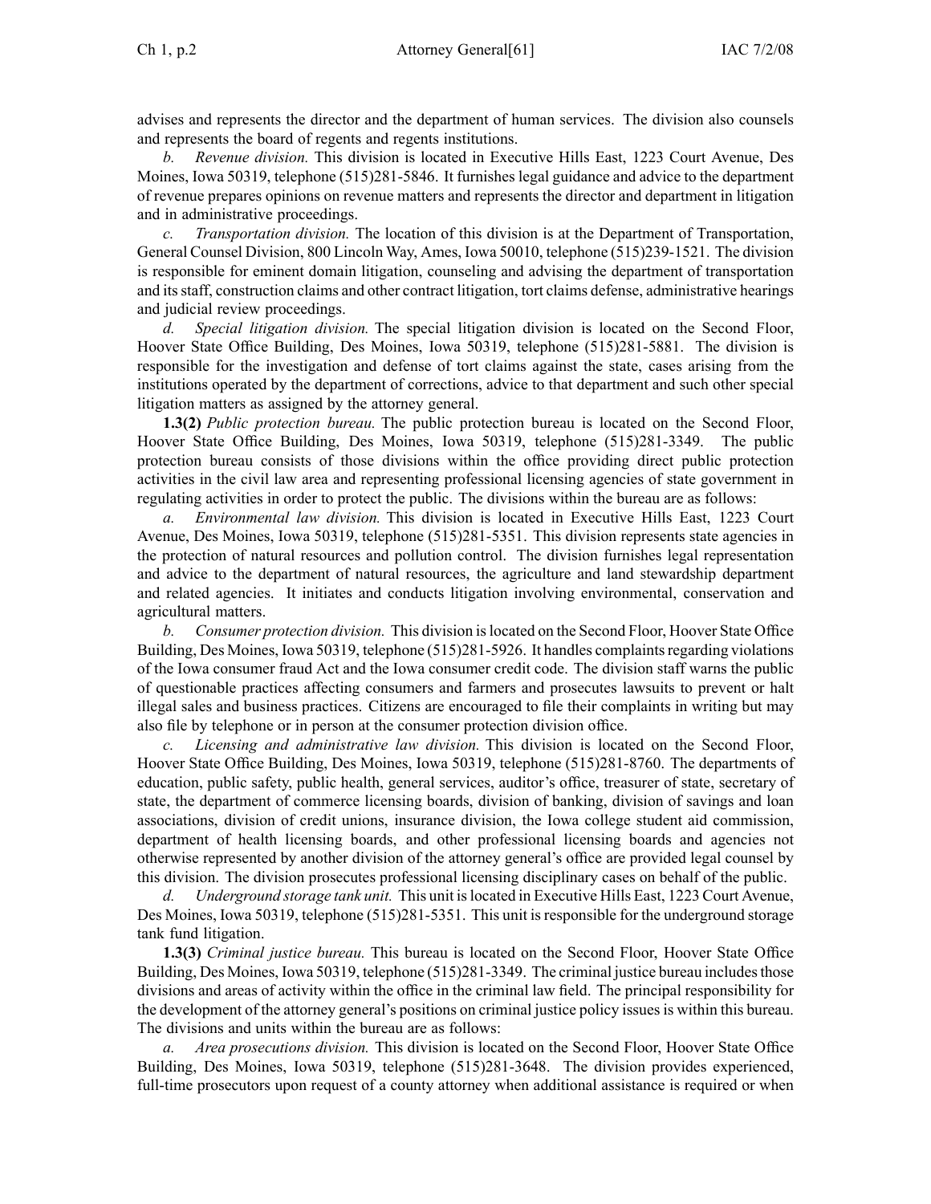advises and represents the director and the department of human services. The division also counsels and represents the board of regents and regents institutions.

*b. Revenue division.* This division is located in Executive Hills East, 1223 Court Avenue, Des Moines, Iowa 50319, telephone (515)281-5846. It furnishes legal guidance and advice to the department of revenue prepares opinions on revenue matters and represents the director and department in litigation and in administrative proceedings.

*c. Transportation division.* The location of this division is at the Department of Transportation, General Counsel Division, 800 Lincoln Way, Ames, Iowa 50010, telephone (515)239-1521. The division is responsible for eminent domain litigation, counseling and advising the department of transportation and its staff, construction claims and other contract litigation, tort claims defense, administrative hearings and judicial review proceedings.

*d. Special litigation division.* The special litigation division is located on the Second Floor, Hoover State Office Building, Des Moines, Iowa 50319, telephone (515)281-5881. The division is responsible for the investigation and defense of tort claims against the state, cases arising from the institutions operated by the department of corrections, advice to that department and such other special litigation matters as assigned by the attorney general.

**1.3(2)** *Public protection bureau.* The public protection bureau is located on the Second Floor, Hoover State Office Building, Des Moines, Iowa 50319, telephone (515)281-3349. The public protection bureau consists of those divisions within the office providing direct public protection activities in the civil law area and representing professional licensing agencies of state government in regulating activities in order to protect the public. The divisions within the bureau are as follows:

*a. Environmental law division.* This division is located in Executive Hills East, 1223 Court Avenue, Des Moines, Iowa 50319, telephone (515)281-5351. This division represents state agencies in the protection of natural resources and pollution control. The division furnishes legal representation and advice to the department of natural resources, the agriculture and land stewardship department and related agencies. It initiates and conducts litigation involving environmental, conservation and agricultural matters.

*b. Consumer protection division.* This division is located on the Second Floor, Hoover State Office Building, Des Moines, Iowa 50319, telephone (515)281-5926. It handles complaints regarding violations of the Iowa consumer fraud Act and the Iowa consumer credit code. The division staff warns the public of questionable practices affecting consumers and farmers and prosecutes lawsuits to prevent or halt illegal sales and business practices. Citizens are encouraged to file their complaints in writing but may also file by telephone or in person at the consumer protection division office.

*c. Licensing and administrative law division.* This division is located on the Second Floor, Hoover State Office Building, Des Moines, Iowa 50319, telephone (515)281-8760. The departments of education, public safety, public health, general services, auditor's office, treasurer of state, secretary of state, the department of commerce licensing boards, division of banking, division of savings and loan associations, division of credit unions, insurance division, the Iowa college student aid commission, department of health licensing boards, and other professional licensing boards and agencies not otherwise represented by another division of the attorney general's office are provided legal counsel by this division. The division prosecutes professional licensing disciplinary cases on behalf of the public.

*d. Underground storage tank unit.* This unit is located in Executive Hills East, 1223 Court Avenue, Des Moines, Iowa 50319, telephone (515)281-5351. This unit is responsible for the underground storage tank fund litigation.

**1.3(3)** *Criminal justice bureau.* This bureau is located on the Second Floor, Hoover State Office Building, Des Moines, Iowa 50319, telephone (515)281-3349. The criminal justice bureau includes those divisions and areas of activity within the office in the criminal law field. The principal responsibility for the development of the attorney general's positions on criminal justice policy issues is within this bureau. The divisions and units within the bureau are as follows:

*a. Area prosecutions division.* This division is located on the Second Floor, Hoover State Office Building, Des Moines, Iowa 50319, telephone (515)281-3648. The division provides experienced, full-time prosecutors upon request of a county attorney when additional assistance is required or when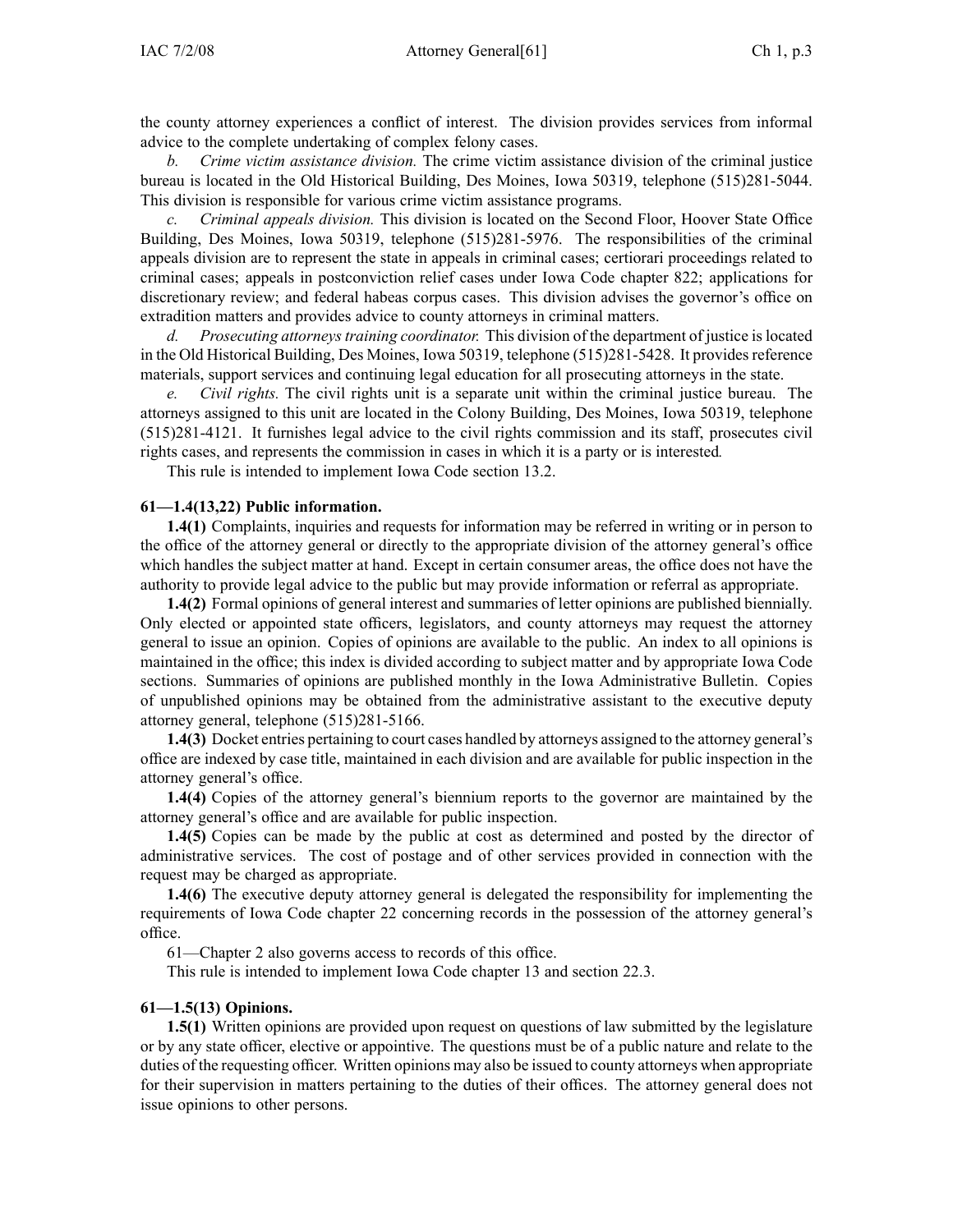the county attorney experiences a conflict of interest. The division provides services from informal advice to the complete undertaking of complex felony cases.

*b. Crime victim assistance division.* The crime victim assistance division of the criminal justice bureau is located in the Old Historical Building, Des Moines, Iowa 50319, telephone (515)281-5044. This division is responsible for various crime victim assistance programs.

*c. Criminal appeals division.* This division is located on the Second Floor, Hoover State Office Building, Des Moines, Iowa 50319, telephone (515)281-5976. The responsibilities of the criminal appeals division are to represent the state in appeals in criminal cases; certiorari proceedings related to criminal cases; appeals in postconviction relief cases under Iowa Code chapter 822; applications for discretionary review; and federal habeas corpus cases. This division advises the governor's office on extradition matters and provides advice to county attorneys in criminal matters.

*d. Prosecuting attorneys training coordinator.* This division of the department of justice is located in the Old Historical Building, Des Moines, Iowa 50319, telephone (515)281-5428. It provides reference materials, support services and continuing legal education for all prosecuting attorneys in the state.

*e. Civil rights.* The civil rights unit is a separate unit within the criminal justice bureau. The attorneys assigned to this unit are located in the Colony Building, Des Moines, Iowa 50319, telephone (515)281-4121. It furnishes legal advice to the civil rights commission and its staff, prosecutes civil rights cases, and represents the commission in cases in which it is a party or is interested.

This rule is intended to implement Iowa Code section 13.2.

**61—1.4(13,22) Public information.**

**1.4(1)** Complaints, inquiries and requests for information may be referred in writing or in person to the office of the attorney general or directly to the appropriate division of the attorney general's office which handles the subject matter at hand. Except in certain consumer areas, the office does not have the authority to provide legal advice to the public but may provide information or referral as appropriate.

**1.4(2)** Formal opinions of general interest and summaries of letter opinions are published biennially. Only elected or appointed state officers, legislators, and county attorneys may request the attorney general to issue an opinion. Copies of opinions are available to the public. An index to all opinions is maintained in the office; this index is divided according to subject matter and by appropriate Iowa Code sections. Summaries of opinions are published monthly in the Iowa Administrative Bulletin. Copies of unpublished opinions may be obtained from the administrative assistant to the executive deputy attorney general, telephone (515)281-5166.

**1.4(3)** Docket entries pertaining to court cases handled by attorneys assigned to the attorney general's office are indexed by case title, maintained in each division and are available for public inspection in the attorney general's office.

**1.4(4)** Copies of the attorney general's biennium reports to the governor are maintained by the attorney general's office and are available for public inspection.

**1.4(5)** Copies can be made by the public at cost as determined and posted by the director of administrative services. The cost of postage and of other services provided in connection with the request may be charged as appropriate.

**1.4(6)** The executive deputy attorney general is delegated the responsibility for implementing the requirements of Iowa Code chapter 22 concerning records in the possession of the attorney general's office.

61—Chapter 2 also governs access to records of this office.

This rule is intended to implement Iowa Code chapter 13 and section 22.3.

**61—1.5(13) Opinions.**

**1.5(1)** Written opinions are provided upon request on questions of law submitted by the legislature or by any state officer, elective or appointive. The questions must be of a public nature and relate to the duties of the requesting officer. Written opinions may also be issued to county attorneys when appropriate for their supervision in matters pertaining to the duties of their offices. The attorney general does not issue opinions to other persons.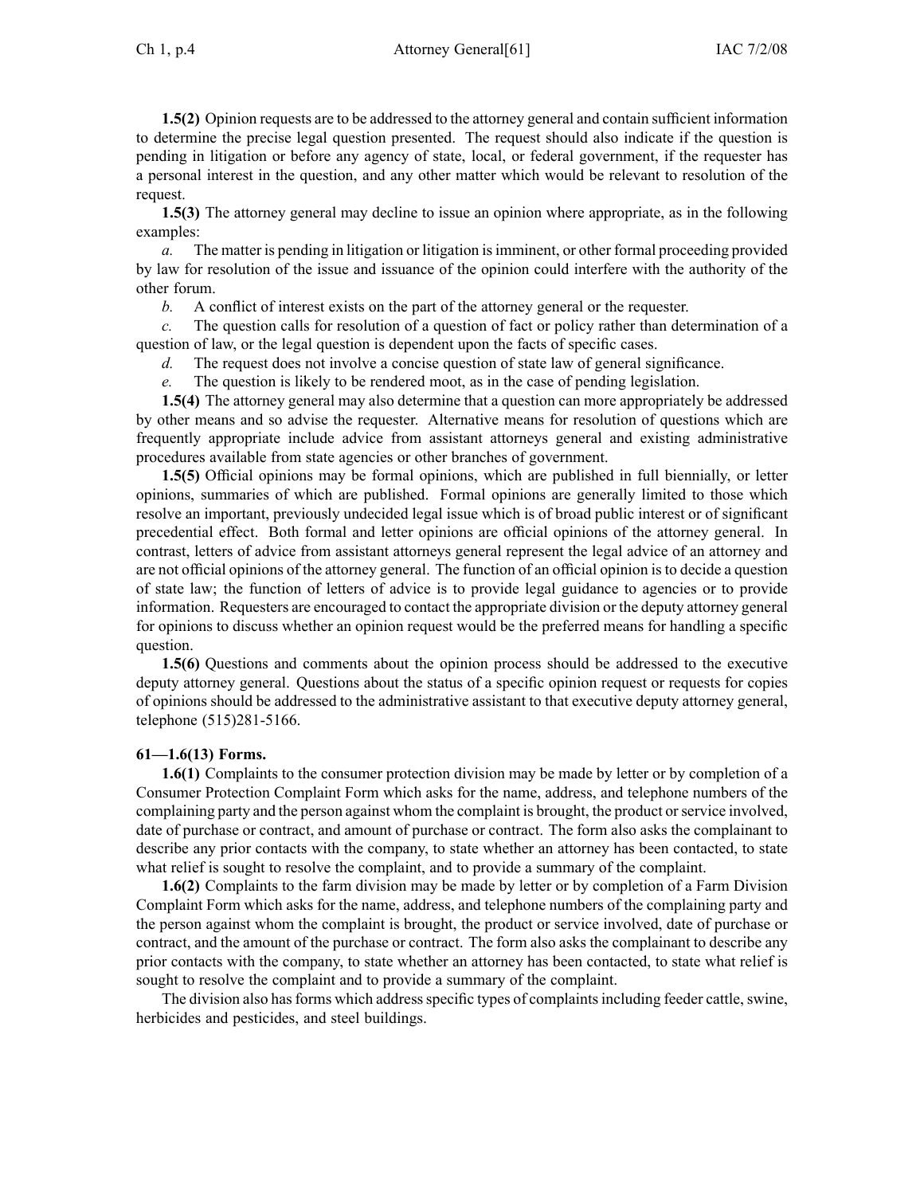**1.5(2)** Opinion requests are to be addressed to the attorney general and contain sufficient information to determine the precise legal question presented. The request should also indicate if the question is pending in litigation or before any agency of state, local, or federal government, if the requester has a personal interest in the question, and any other matter which would be relevant to resolution of the request.

**1.5(3)** The attorney general may decline to issue an opinion where appropriate, as in the following examples:

*a.* The matter is pending in litigation or litigation is imminent, or other formal proceeding provided by law for resolution of the issue and issuance of the opinion could interfere with the authority of the other forum.

*b.* A conflict of interest exists on the part of the attorney general or the requester.

*c.* The question calls for resolution of a question of fact or policy rather than determination of a question of law, or the legal question is dependent upon the facts of specific cases.

*d.* The request does not involve a concise question of state law of general significance.

*e.* The question is likely to be rendered moot, as in the case of pending legislation.

**1.5(4)** The attorney general may also determine that a question can more appropriately be addressed by other means and so advise the requester. Alternative means for resolution of questions which are frequently appropriate include advice from assistant attorneys general and existing administrative procedures available from state agencies or other branches of government.

**1.5(5)** Official opinions may be formal opinions, which are published in full biennially, or letter opinions, summaries of which are published. Formal opinions are generally limited to those which resolve an important, previously undecided legal issue which is of broad public interest or of significant precedential effect. Both formal and letter opinions are official opinions of the attorney general. In contrast, letters of advice from assistant attorneys general represent the legal advice of an attorney and are not official opinions of the attorney general. The function of an official opinion is to decide a question of state law; the function of letters of advice is to provide legal guidance to agencies or to provide information. Requesters are encouraged to contact the appropriate division or the deputy attorney general for opinions to discuss whether an opinion request would be the preferred means for handling a specific question.

**1.5(6)** Questions and comments about the opinion process should be addressed to the executive deputy attorney general. Questions about the status of a specific opinion request or requests for copies of opinions should be addressed to the administrative assistant to that executive deputy attorney general, telephone (515)281-5166.

**61—1.6(13) Forms.**

**1.6(1)** Complaints to the consumer protection division may be made by letter or by completion of a Consumer Protection Complaint Form which asks for the name, address, and telephone numbers of the complaining party and the person against whom the complaint is brought, the product or service involved, date of purchase or contract, and amount of purchase or contract. The form also asks the complainant to describe any prior contacts with the company, to state whether an attorney has been contacted, to state what relief is sought to resolve the complaint, and to provide a summary of the complaint.

**1.6(2)** Complaints to the farm division may be made by letter or by completion of a Farm Division Complaint Form which asks for the name, address, and telephone numbers of the complaining party and the person against whom the complaint is brought, the product or service involved, date of purchase or contract, and the amount of the purchase or contract. The form also asks the complainant to describe any prior contacts with the company, to state whether an attorney has been contacted, to state what relief is sought to resolve the complaint and to provide a summary of the complaint.

The division also has forms which address specific types of complaints including feeder cattle, swine, herbicides and pesticides, and steel buildings.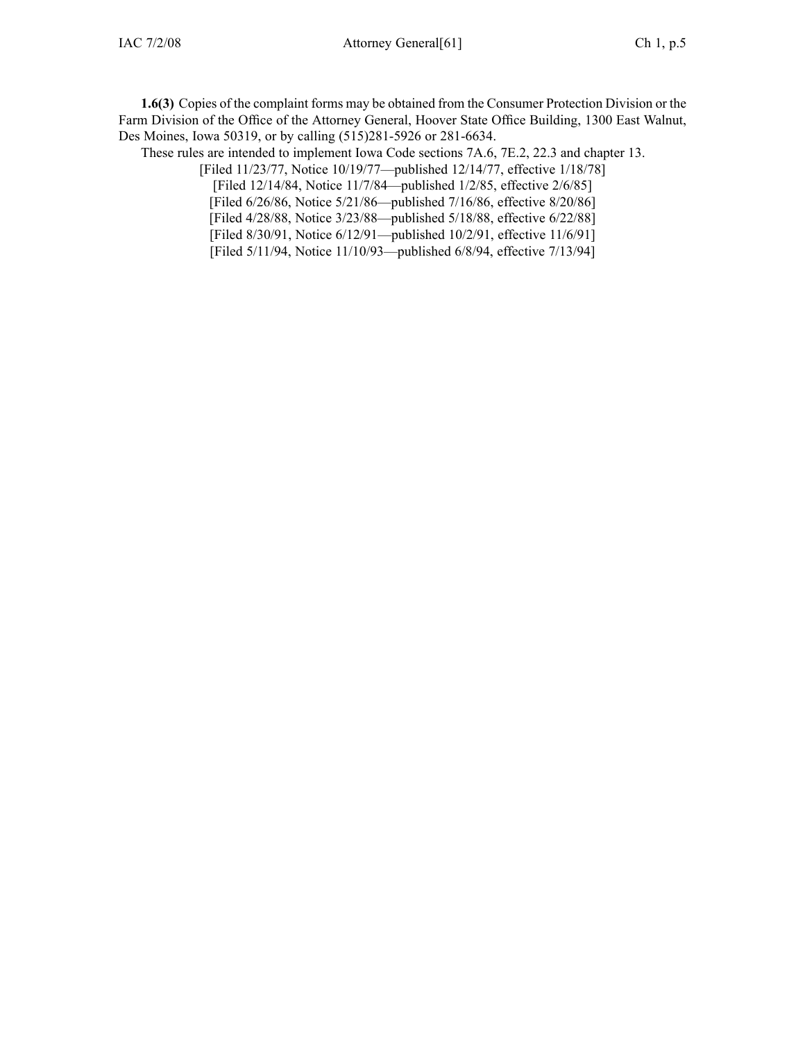**1.6(3)** Copies of the complaint forms may be obtained from the Consumer Protection Division or the Farm Division of the Office of the Attorney General, Hoover State Office Building, 1300 East Walnut, Des Moines, Iowa 50319, or by calling (515)281-5926 or 281-6634.

These rules are intended to implement Iowa Code sections 7A.6, 7E.2, 22.3 and chapter 13.

[Filed 11/23/77, Notice 10/19/77—published 12/14/77, effective 1/18/78]
[Filed 12/14/84, Notice 11/7/84—published 1/2/85, effective 2/6/85]
[Filed 6/26/86, Notice 5/21/86—published 7/16/86, effective 8/20/86]
[Filed 4/28/88, Notice 3/23/88—published 5/18/88, effective 6/22/88]
[Filed 8/30/91, Notice 6/12/91—published 10/2/91, effective 11/6/91]
[Filed 5/11/94, Notice 11/10/93—published 6/8/94, effective 7/13/94]